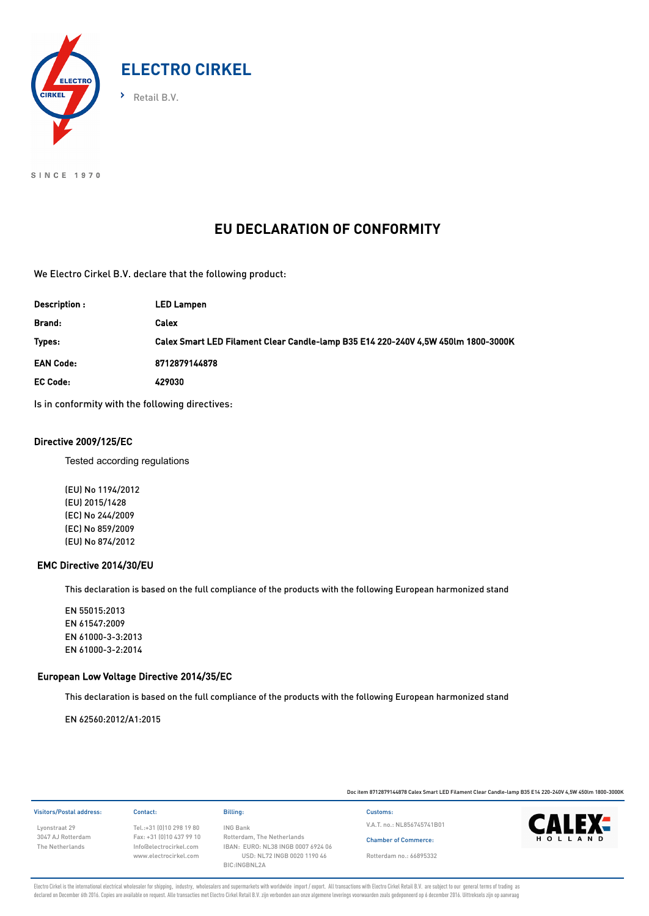# ELECTRO CIRKEL

› Retail B.V.

SINCE 1970

## EU DECLARATION OF CONFORMITY

We Electro Cirkel B.V. declare that the following product:

| | |
|---|---|
| **Description :** | **LED Lampen** |
| **Brand:** | **Calex** |
| **Types:** | **Calex Smart LED Filament Clear Candle-lamp B35 E14 220-240V 4,5W 450lm 1800-3000K** |
| **EAN Code:** | **8712879144878** |
| **EC Code:** | **429030** |

Is in conformity with the following directives:

### Directive 2009/125/EC

Tested according regulations

(EU) No 1194/2012
(EU) 2015/1428
(EC) No 244/2009
(EC) No 859/2009
(EU) No 874/2012

### EMC Directive 2014/30/EU

This declaration is based on the full compliance of the products with the following European harmonized stand

EN 55015:2013
EN 61547:2009
EN 61000-3-3:2013
EN 61000-3-2:2014

### European Low Voltage Directive 2014/35/EC

This declaration is based on the full compliance of the products with the following European harmonized stand

EN 62560:2012/A1:2015

Doc item 8712879144878 Calex Smart LED Filament Clear Candle-lamp B35 E14 220-240V 4,5W 450lm 1800-3000K

**Visitors/Postal address:**
Lyonstraat 29
3047 AJ Rotterdam
The Netherlands

**Contact:**
Tel.:+31 (0)10 298 19 80
Fax: +31 (0)10 437 99 10
Info@electrocirkel.com
www.electrocirkel.com

**Billing:**
ING Bank
Rotterdam, The Netherlands
IBAN: EURO: NL38 INGB 0007 6924 06
USD: NL72 INGB 0020 1190 46
BIC:INGBNL2A

**Customs:**
V.A.T. no.: NL856745741B01

**Chamber of Commerce:**
Rotterdam no.: 66895332

CALEX HOLLAND

Electro Cirkel is the international electrical wholesaler for shipping, industry, wholesalers and supermarkets with worldwide import / export. All transactions with Electro Cirkel Retail B.V. are subject to our general terms of trading as declared on December 6th 2016. Copies are available on request. Alle transacties met Electro Cirkel Retail B.V. zijn verbonden aan onze algemene leverings voorwaarden zoals gedeponeerd op 6 december 2016. Uittreksels zijn op aanvraag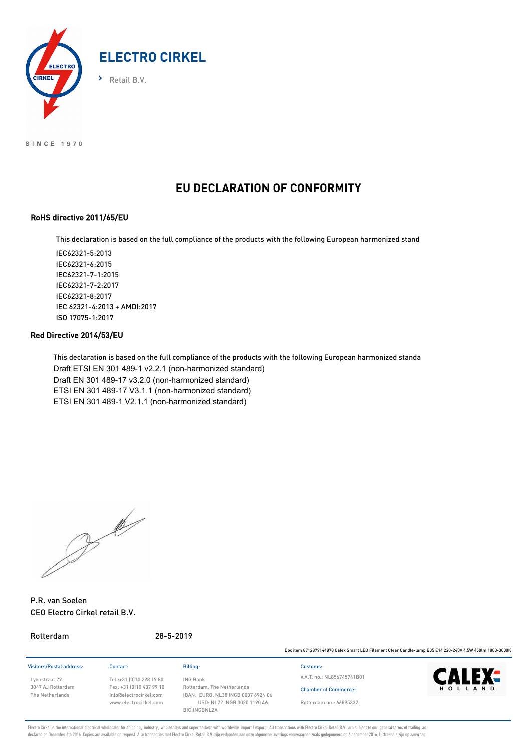ELECTRO CIRKEL

Retail B.V.

SINCE 1970

# EU DECLARATION OF CONFORMITY

## RoHS directive 2011/65/EU

This declaration is based on the full compliance of the products with the following European harmonized stand

IEC62321-5:2013
IEC62321-6:2015
IEC62321-7-1:2015
IEC62321-7-2:2017
IEC62321-8:2017
IEC 62321-4:2013 + AMDI:2017
ISO 17075-1:2017

## Red Directive 2014/53/EU

This declaration is based on the full compliance of the products with the following European harmonized standa
Draft ETSI EN 301 489-1 v2.2.1 (non-harmonized standard)
Draft EN 301 489-17 v3.2.0 (non-harmonized standard)
ETSI EN 301 489-17 V3.1.1 (non-harmonized standard)
ETSI EN 301 489-1 V2.1.1 (non-harmonized standard)

P.R. van Soelen
CEO Electro Cirkel retail B.V.

Rotterdam 28-5-2019

Doc item 8712879144878 Calex Smart LED Filament Clear Candle-lamp B35 E14 220-240V 4,5W 450lm 1800-3000K

| Visitors/Postal address: | Contact: | Billing: | Customs: |
|---|---|---|---|
| Lyonstraat 29<br>3047 AJ Rotterdam<br>The Netherlands | Tel.:+31 (0)10 298 19 80<br>Fax: +31 (0)10 437 99 10<br>Info@electrocirkel.com<br>www.electrocirkel.com | ING Bank<br>Rotterdam, The Netherlands<br>IBAN: EURO: NL38 INGB 0007 6924 06<br>USD: NL72 INGB 0020 1190 46<br>BIC:INGBNL2A | V.A.T. no.: NL856745741B01<br>Chamber of Commerce:<br>Rotterdam no.: 66895332 |

CALEX HOLLAND

Electro Cirkel is the international electrical wholesaler for shipping, industry, wholesalers and supermarkets with worldwide import / export. All transactions with Electro Cirkel Retail B.V. are subject to our general terms of trading as declared on December 6th 2016. Copies are available on request. Alle transacties met Electro Cirkel Retail B.V. zijn verbonden aan onze algemene leverings voorwaarden zoals gedeponeerd op 6 december 2016. Uittreksels zijn op aanvraag